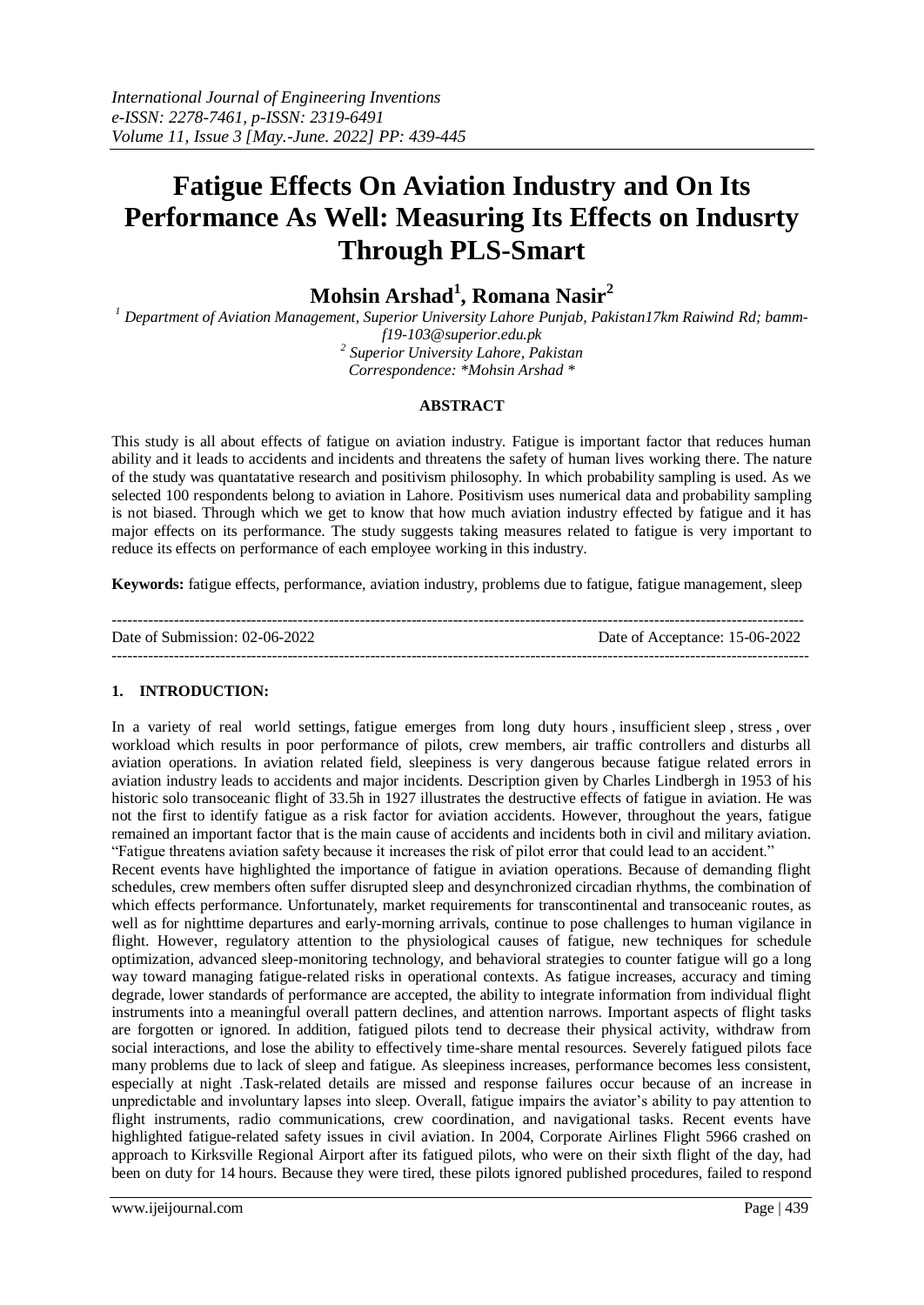# Fatigue Effects On Aviation Industry and On Its Performance As Well: Measuring Its Effects on Indusrty Through PLS-Smart

**Mohsin Arshad[1], Romana Nasir[2]**

[1] Department of Aviation Management, Superior University Lahore Punjab, Pakistan17km Raiwind Rd; bamm-f19-103@superior.edu.pk
[2] Superior University Lahore, Pakistan
Correspondence: *Mohsin Arshad *

## ABSTRACT

This study is all about effects of fatigue on aviation industry. Fatigue is important factor that reduces human ability and it leads to accidents and incidents and threatens the safety of human lives working there. The nature of the study was quantatative research and positivism philosophy. In which probability sampling is used. As we selected 100 respondents belong to aviation in Lahore. Positivism uses numerical data and probability sampling is not biased. Through which we get to know that how much aviation industry effected by fatigue and it has major effects on its performance. The study suggests taking measures related to fatigue is very important to reduce its effects on performance of each employee working in this industry.

**Keywords:** fatigue effects, performance, aviation industry, problems due to fatigue, fatigue management, sleep

---

Date of Submission: 02-06-2022 | Date of Acceptance: 15-06-2022

---

## 1. INTRODUCTION:

In a variety of real world settings, fatigue emerges from long duty hours, insufficient sleep, stress, over workload which results in poor performance of pilots, crew members, air traffic controllers and disturbs all aviation operations. In aviation related field, sleepiness is very dangerous because fatigue related errors in aviation industry leads to accidents and major incidents. Description given by Charles Lindbergh in 1953 of his historic solo transoceanic flight of 33.5h in 1927 illustrates the destructive effects of fatigue in aviation. He was not the first to identify fatigue as a risk factor for aviation accidents. However, throughout the years, fatigue remained an important factor that is the main cause of accidents and incidents both in civil and military aviation. "Fatigue threatens aviation safety because it increases the risk of pilot error that could lead to an accident."

Recent events have highlighted the importance of fatigue in aviation operations. Because of demanding flight schedules, crew members often suffer disrupted sleep and desynchronized circadian rhythms, the combination of which effects performance. Unfortunately, market requirements for transcontinental and transoceanic routes, as well as for nighttime departures and early-morning arrivals, continue to pose challenges to human vigilance in flight. However, regulatory attention to the physiological causes of fatigue, new techniques for schedule optimization, advanced sleep-monitoring technology, and behavioral strategies to counter fatigue will go a long way toward managing fatigue-related risks in operational contexts. As fatigue increases, accuracy and timing degrade, lower standards of performance are accepted, the ability to integrate information from individual flight instruments into a meaningful overall pattern declines, and attention narrows. Important aspects of flight tasks are forgotten or ignored. In addition, fatigued pilots tend to decrease their physical activity, withdraw from social interactions, and lose the ability to effectively time-share mental resources. Severely fatigued pilots face many problems due to lack of sleep and fatigue. As sleepiness increases, performance becomes less consistent, especially at night .Task-related details are missed and response failures occur because of an increase in unpredictable and involuntary lapses into sleep. Overall, fatigue impairs the aviator's ability to pay attention to flight instruments, radio communications, crew coordination, and navigational tasks. Recent events have highlighted fatigue-related safety issues in civil aviation. In 2004, Corporate Airlines Flight 5966 crashed on approach to Kirksville Regional Airport after its fatigued pilots, who were on their sixth flight of the day, had been on duty for 14 hours. Because they were tired, these pilots ignored published procedures, failed to respond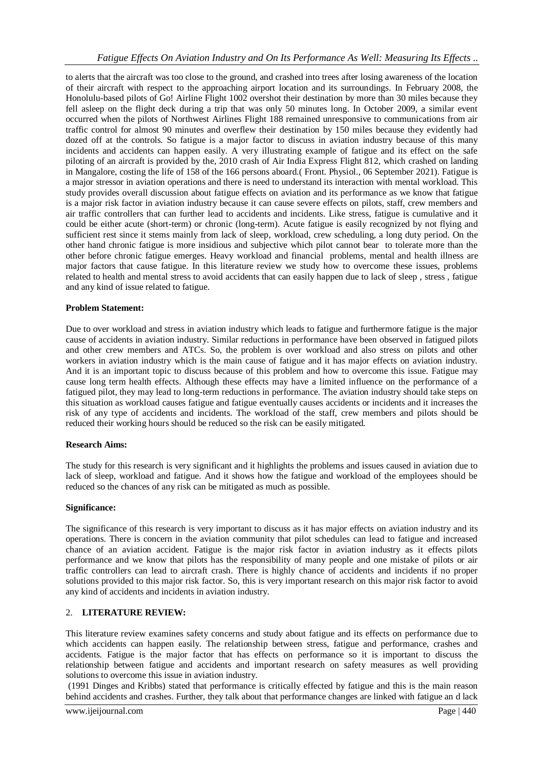to alerts that the aircraft was too close to the ground, and crashed into trees after losing awareness of the location of their aircraft with respect to the approaching airport location and its surroundings. In February 2008, the Honolulu-based pilots of Go! Airline Flight 1002 overshot their destination by more than 30 miles because they fell asleep on the flight deck during a trip that was only 50 minutes long. In October 2009, a similar event occurred when the pilots of Northwest Airlines Flight 188 remained unresponsive to communications from air traffic control for almost 90 minutes and overflew their destination by 150 miles because they evidently had dozed off at the controls. So fatigue is a major factor to discuss in aviation industry because of this many incidents and accidents can happen easily. A very illustrating example of fatigue and its effect on the safe piloting of an aircraft is provided by the, 2010 crash of Air India Express Flight 812, which crashed on landing in Mangalore, costing the life of 158 of the 166 persons aboard.( Front. Physiol., 06 September 2021). Fatigue is a major stressor in aviation operations and there is need to understand its interaction with mental workload. This study provides overall discussion about fatigue effects on aviation and its performance as we know that fatigue is a major risk factor in aviation industry because it can cause severe effects on pilots, staff, crew members and air traffic controllers that can further lead to accidents and incidents. Like stress, fatigue is cumulative and it could be either acute (short-term) or chronic (long-term). Acute fatigue is easily recognized by not flying and sufficient rest since it stems mainly from lack of sleep, workload, crew scheduling, a long duty period. On the other hand chronic fatigue is more insidious and subjective which pilot cannot bear to tolerate more than the other before chronic fatigue emerges. Heavy workload and financial problems, mental and health illness are major factors that cause fatigue. In this literature review we study how to overcome these issues, problems related to health and mental stress to avoid accidents that can easily happen due to lack of sleep , stress , fatigue and any kind of issue related to fatigue.

**Problem Statement:**

Due to over workload and stress in aviation industry which leads to fatigue and furthermore fatigue is the major cause of accidents in aviation industry. Similar reductions in performance have been observed in fatigued pilots and other crew members and ATCs. So, the problem is over workload and also stress on pilots and other workers in aviation industry which is the main cause of fatigue and it has major effects on aviation industry. And it is an important topic to discuss because of this problem and how to overcome this issue. Fatigue may cause long term health effects. Although these effects may have a limited influence on the performance of a fatigued pilot, they may lead to long-term reductions in performance. The aviation industry should take steps on this situation as workload causes fatigue and fatigue eventually causes accidents or incidents and it increases the risk of any type of accidents and incidents. The workload of the staff, crew members and pilots should be reduced their working hours should be reduced so the risk can be easily mitigated.

**Research Aims:**

The study for this research is very significant and it highlights the problems and issues caused in aviation due to lack of sleep, workload and fatigue. And it shows how the fatigue and workload of the employees should be reduced so the chances of any risk can be mitigated as much as possible.

**Significance:**

The significance of this research is very important to discuss as it has major effects on aviation industry and its operations. There is concern in the aviation community that pilot schedules can lead to fatigue and increased chance of an aviation accident. Fatigue is the major risk factor in aviation industry as it effects pilots performance and we know that pilots has the responsibility of many people and one mistake of pilots or air traffic controllers can lead to aircraft crash. There is highly chance of accidents and incidents if no proper solutions provided to this major risk factor. So, this is very important research on this major risk factor to avoid any kind of accidents and incidents in aviation industry.

## 2. LITERATURE REVIEW:

This literature review examines safety concerns and study about fatigue and its effects on performance due to which accidents can happen easily. The relationship between stress, fatigue and performance, crashes and accidents. Fatigue is the major factor that has effects on performance so it is important to discuss the relationship between fatigue and accidents and important research on safety measures as well providing solutions to overcome this issue in aviation industry.

(1991 Dinges and Kribbs) stated that performance is critically effected by fatigue and this is the main reason behind accidents and crashes. Further, they talk about that performance changes are linked with fatigue an d lack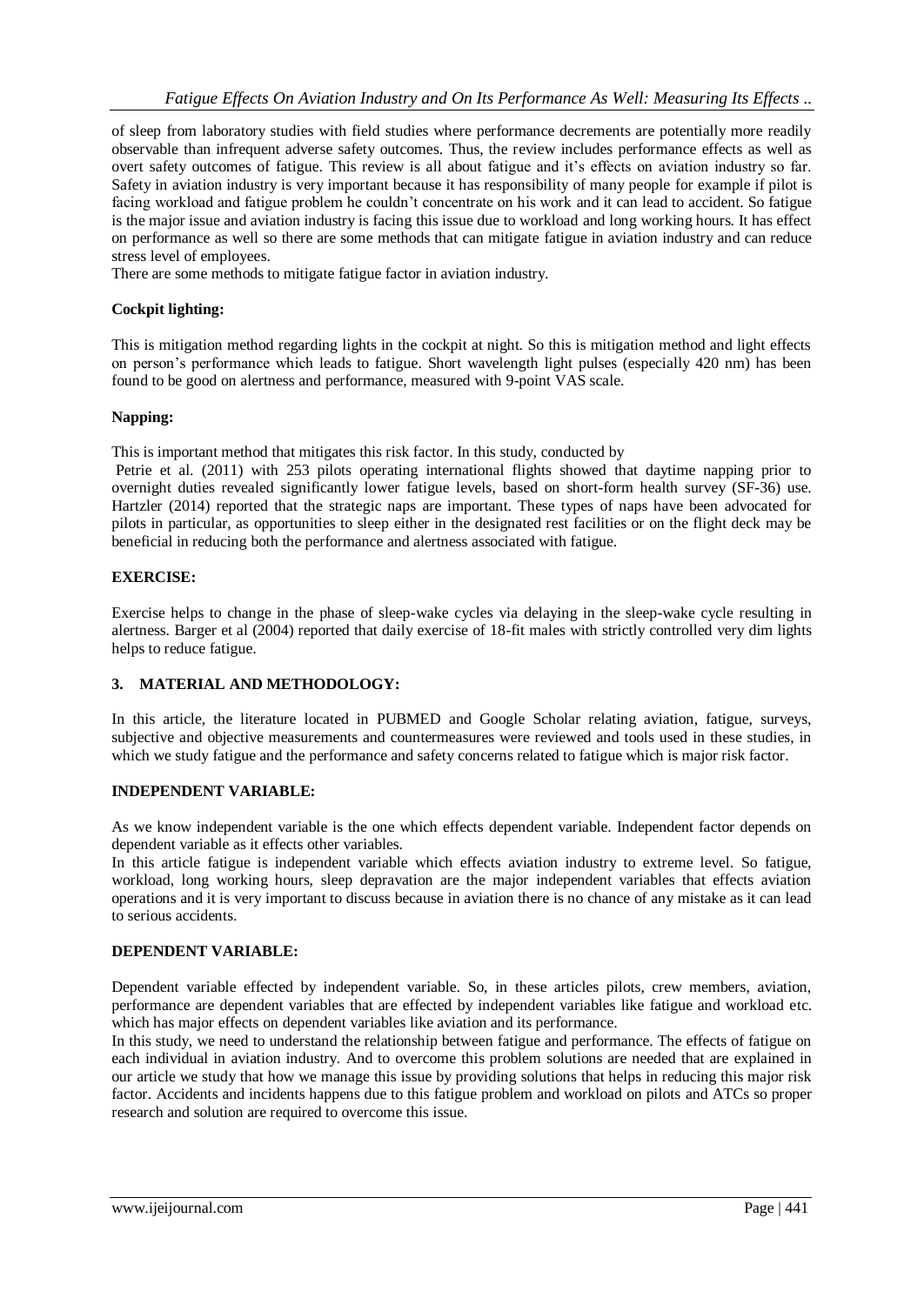of sleep from laboratory studies with field studies where performance decrements are potentially more readily observable than infrequent adverse safety outcomes. Thus, the review includes performance effects as well as overt safety outcomes of fatigue. This review is all about fatigue and it's effects on aviation industry so far. Safety in aviation industry is very important because it has responsibility of many people for example if pilot is facing workload and fatigue problem he couldn't concentrate on his work and it can lead to accident. So fatigue is the major issue and aviation industry is facing this issue due to workload and long working hours. It has effect on performance as well so there are some methods that can mitigate fatigue in aviation industry and can reduce stress level of employees.

There are some methods to mitigate fatigue factor in aviation industry.

**Cockpit lighting:**

This is mitigation method regarding lights in the cockpit at night. So this is mitigation method and light effects on person's performance which leads to fatigue. Short wavelength light pulses (especially 420 nm) has been found to be good on alertness and performance, measured with 9-point VAS scale.

**Napping:**

This is important method that mitigates this risk factor. In this study, conducted by

Petrie et al. (2011) with 253 pilots operating international flights showed that daytime napping prior to overnight duties revealed significantly lower fatigue levels, based on short-form health survey (SF-36) use. Hartzler (2014) reported that the strategic naps are important. These types of naps have been advocated for pilots in particular, as opportunities to sleep either in the designated rest facilities or on the flight deck may be beneficial in reducing both the performance and alertness associated with fatigue.

**EXERCISE:**

Exercise helps to change in the phase of sleep-wake cycles via delaying in the sleep-wake cycle resulting in alertness. Barger et al (2004) reported that daily exercise of 18-fit males with strictly controlled very dim lights helps to reduce fatigue.

## 3. MATERIAL AND METHODOLOGY:

In this article, the literature located in PUBMED and Google Scholar relating aviation, fatigue, surveys, subjective and objective measurements and countermeasures were reviewed and tools used in these studies, in which we study fatigue and the performance and safety concerns related to fatigue which is major risk factor.

**INDEPENDENT VARIABLE:**

As we know independent variable is the one which effects dependent variable. Independent factor depends on dependent variable as it effects other variables.

In this article fatigue is independent variable which effects aviation industry to extreme level. So fatigue, workload, long working hours, sleep depravation are the major independent variables that effects aviation operations and it is very important to discuss because in aviation there is no chance of any mistake as it can lead to serious accidents.

**DEPENDENT VARIABLE:**

Dependent variable effected by independent variable. So, in these articles pilots, crew members, aviation, performance are dependent variables that are effected by independent variables like fatigue and workload etc. which has major effects on dependent variables like aviation and its performance.

In this study, we need to understand the relationship between fatigue and performance. The effects of fatigue on each individual in aviation industry. And to overcome this problem solutions are needed that are explained in our article we study that how we manage this issue by providing solutions that helps in reducing this major risk factor. Accidents and incidents happens due to this fatigue problem and workload on pilots and ATCs so proper research and solution are required to overcome this issue.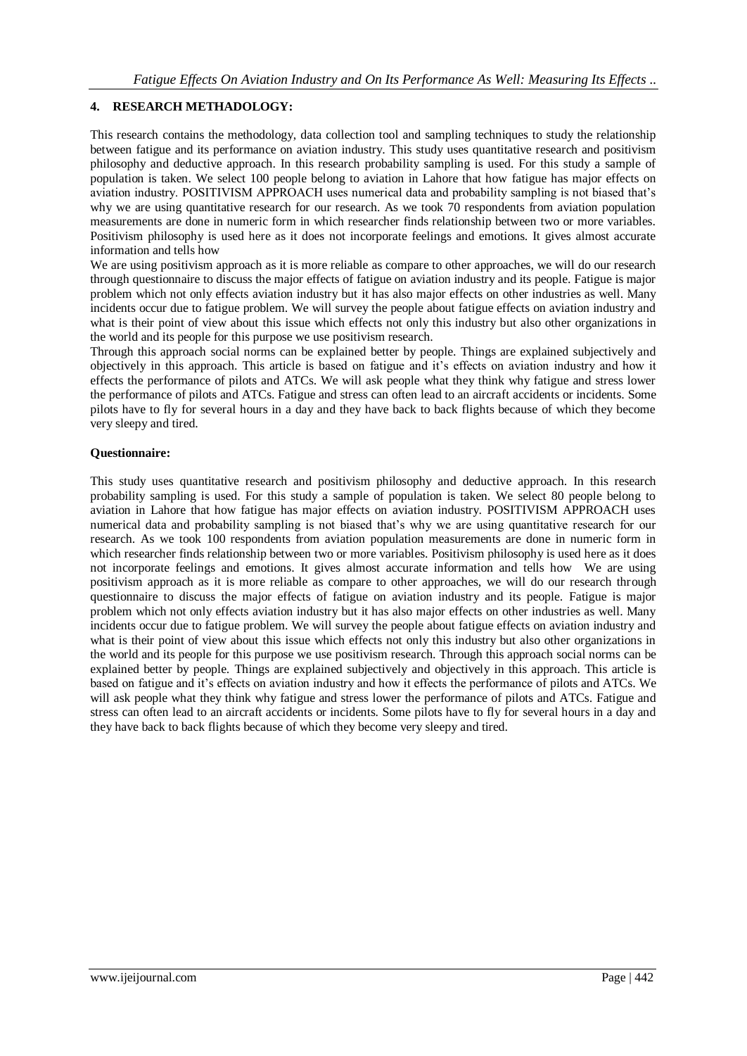## 4. RESEARCH METHODOLOGY:

This research contains the methodology, data collection tool and sampling techniques to study the relationship between fatigue and its performance on aviation industry. This study uses quantitative research and positivism philosophy and deductive approach. In this research probability sampling is used. For this study a sample of population is taken. We select 100 people belong to aviation in Lahore that how fatigue has major effects on aviation industry. POSITIVISM APPROACH uses numerical data and probability sampling is not biased that's why we are using quantitative research for our research. As we took 70 respondents from aviation population measurements are done in numeric form in which researcher finds relationship between two or more variables. Positivism philosophy is used here as it does not incorporate feelings and emotions. It gives almost accurate information and tells how

We are using positivism approach as it is more reliable as compare to other approaches, we will do our research through questionnaire to discuss the major effects of fatigue on aviation industry and its people. Fatigue is major problem which not only effects aviation industry but it has also major effects on other industries as well. Many incidents occur due to fatigue problem. We will survey the people about fatigue effects on aviation industry and what is their point of view about this issue which effects not only this industry but also other organizations in the world and its people for this purpose we use positivism research.

Through this approach social norms can be explained better by people. Things are explained subjectively and objectively in this approach. This article is based on fatigue and it's effects on aviation industry and how it effects the performance of pilots and ATCs. We will ask people what they think why fatigue and stress lower the performance of pilots and ATCs. Fatigue and stress can often lead to an aircraft accidents or incidents. Some pilots have to fly for several hours in a day and they have back to back flights because of which they become very sleepy and tired.

**Questionnaire:**

This study uses quantitative research and positivism philosophy and deductive approach. In this research probability sampling is used. For this study a sample of population is taken. We select 80 people belong to aviation in Lahore that how fatigue has major effects on aviation industry. POSITIVISM APPROACH uses numerical data and probability sampling is not biased that's why we are using quantitative research for our research. As we took 100 respondents from aviation population measurements are done in numeric form in which researcher finds relationship between two or more variables. Positivism philosophy is used here as it does not incorporate feelings and emotions. It gives almost accurate information and tells how We are using positivism approach as it is more reliable as compare to other approaches, we will do our research through questionnaire to discuss the major effects of fatigue on aviation industry and its people. Fatigue is major problem which not only effects aviation industry but it has also major effects on other industries as well. Many incidents occur due to fatigue problem. We will survey the people about fatigue effects on aviation industry and what is their point of view about this issue which effects not only this industry but also other organizations in the world and its people for this purpose we use positivism research. Through this approach social norms can be explained better by people. Things are explained subjectively and objectively in this approach. This article is based on fatigue and it's effects on aviation industry and how it effects the performance of pilots and ATCs. We will ask people what they think why fatigue and stress lower the performance of pilots and ATCs. Fatigue and stress can often lead to an aircraft accidents or incidents. Some pilots have to fly for several hours in a day and they have back to back flights because of which they become very sleepy and tired.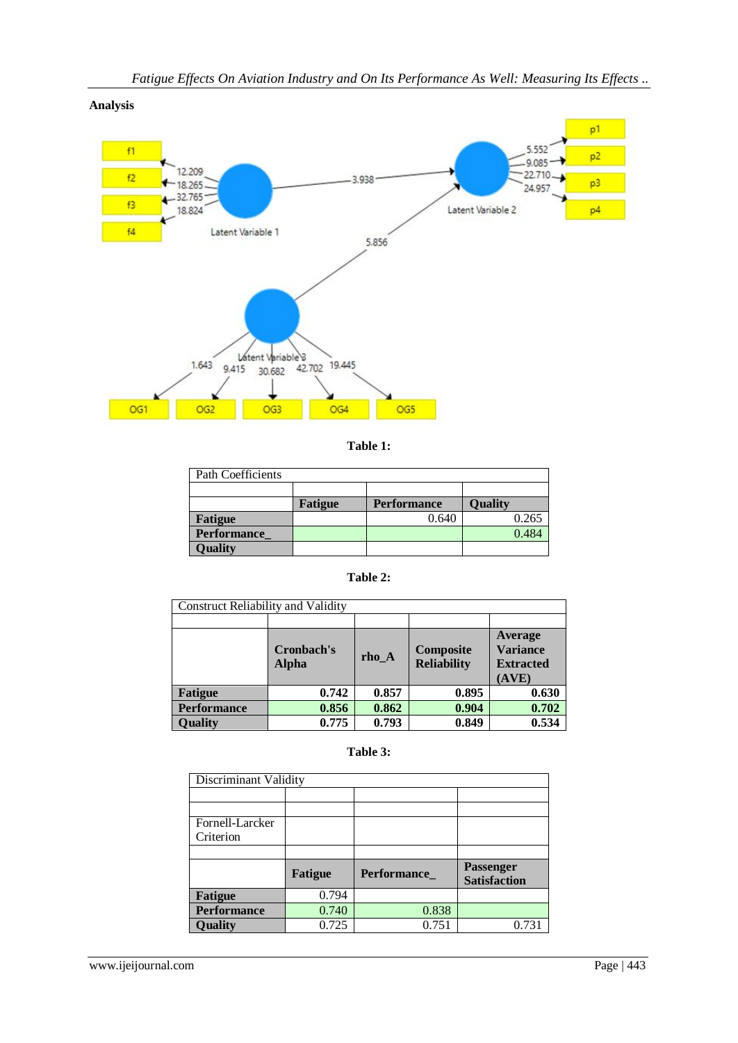**Analysis**

**Table 1:**

| Path Coefficients | | | |
|---|---|---|---|
| | | | |
| | **Fatigue** | **Performance** | **Quality** |
| **Fatigue** | | 0.640 | 0.265 |
| **Performance_** | | | 0.484 |
| **Quality** | | | |

**Table 2:**

| Construct Reliability and Validity | | | | |
|---|---|---|---|---|
| | | | | |
| | **Cronbach's Alpha** | **rho_A** | **Composite Reliability** | **Average Variance Extracted (AVE)** |
| **Fatigue** | **0.742** | **0.857** | **0.895** | **0.630** |
| **Performance** | **0.856** | **0.862** | **0.904** | **0.702** |
| **Quality** | **0.775** | **0.793** | **0.849** | **0.534** |

**Table 3:**

| Discriminant Validity | | | |
|---|---|---|---|
| | | | |
| | | | |
| Fornell-Larcker Criterion | | | |
| | | | |
| | **Fatigue** | **Performance_** | **Passenger Satisfaction** |
| **Fatigue** | 0.794 | | |
| **Performance** | 0.740 | 0.838 | |
| **Quality** | 0.725 | 0.751 | 0.731 |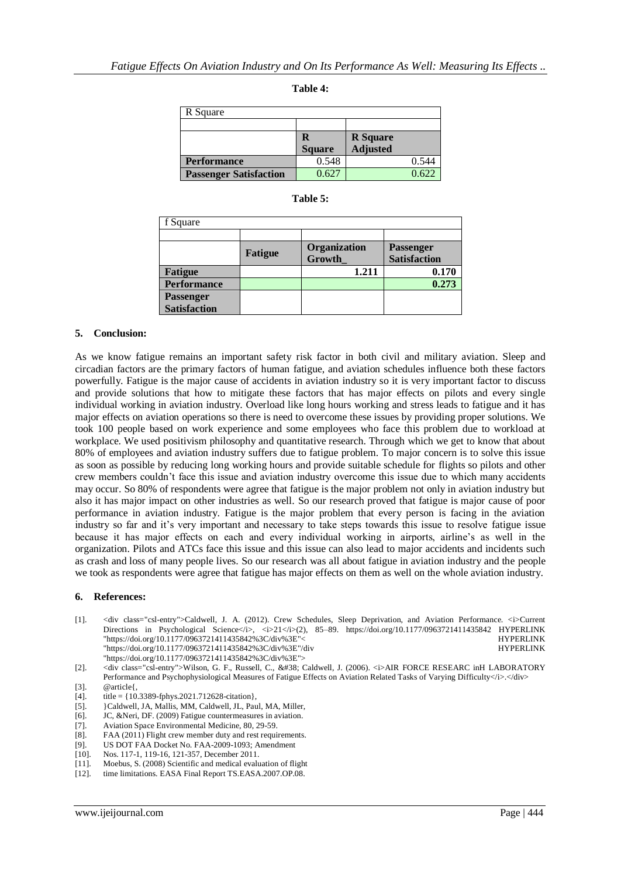**Table 4:**

| R Square | | |
|---|---|---|
| | | |
| | R Square | R Square Adjusted |
| **Performance** | 0.548 | 0.544 |
| **Passenger Satisfaction** | 0.627 | 0.622 |

**Table 5:**

| f Square | | | |
|---|---|---|---|
| | | | |
| | **Fatigue** | **Organization Growth_** | **Passenger Satisfaction** |
| **Fatigue** | | **1.211** | **0.170** |
| **Performance** | | | **0.273** |
| **Passenger Satisfaction** | | | |

## 5. Conclusion:

As we know fatigue remains an important safety risk factor in both civil and military aviation. Sleep and circadian factors are the primary factors of human fatigue, and aviation schedules influence both these factors powerfully. Fatigue is the major cause of accidents in aviation industry so it is very important factor to discuss and provide solutions that how to mitigate these factors that has major effects on pilots and every single individual working in aviation industry. Overload like long hours working and stress leads to fatigue and it has major effects on aviation operations so there is need to overcome these issues by providing proper solutions. We took 100 people based on work experience and some employees who face this problem due to workload at workplace. We used positivism philosophy and quantitative research. Through which we get to know that about 80% of employees and aviation industry suffers due to fatigue problem. To major concern is to solve this issue as soon as possible by reducing long working hours and provide suitable schedule for flights so pilots and other crew members couldn't face this issue and aviation industry overcome this issue due to which many accidents may occur. So 80% of respondents were agree that fatigue is the major problem not only in aviation industry but also it has major impact on other industries as well. So our research proved that fatigue is major cause of poor performance in aviation industry. Fatigue is the major problem that every person is facing in the aviation industry so far and it's very important and necessary to take steps towards this issue to resolve fatigue issue because it has major effects on each and every individual working in airports, airline's as well in the organization. Pilots and ATCs face this issue and this issue can also lead to major accidents and incidents such as crash and loss of many people lives. So our research was all about fatigue in aviation industry and the people we took as respondents were agree that fatigue has major effects on them as well on the whole aviation industry.

## 6. References:

[1]. <div class="csl-entry">Caldwell, J. A. (2012). Crew Schedules, Sleep Deprivation, and Aviation Performance. <i>Current Directions in Psychological Science</i>, <i>21</i>(2), 85–89. https://doi.org/10.1177/0963721411435842 HYPERLINK "https://doi.org/10.1177/0963721411435842%3C/div%3E"< HYPERLINK "https://doi.org/10.1177/0963721411435842%3C/div%3E"/div HYPERLINK "https://doi.org/10.1177/0963721411435842%3C/div%3E">

[2]. <div class="csl-entry">Wilson, G. F., Russell, C., &#38; Caldwell, J. (2006). <i>AIR FORCE RESEARC inH LABORATORY Performance and Psychophysiological Measures of Fatigue Effects on Aviation Related Tasks of Varying Difficulty</i>.</div>

[3]. @article{,

[4]. title = {10.3389-fphys.2021.712628-citation},

[5]. }Caldwell, JA, Mallis, MM, Caldwell, JL, Paul, MA, Miller,

[6]. JC, &Neri, DF. (2009) Fatigue countermeasures in aviation.

[7]. Aviation Space Environmental Medicine, 80, 29-59.

[8]. FAA (2011) Flight crew member duty and rest requirements.

[9]. US DOT FAA Docket No. FAA-2009-1093; Amendment

[10]. Nos. 117-1, 119-16, 121-357, December 2011.

[11]. Moebus, S. (2008) Scientific and medical evaluation of flight

[12]. time limitations. EASA Final Report TS.EASA.2007.OP.08.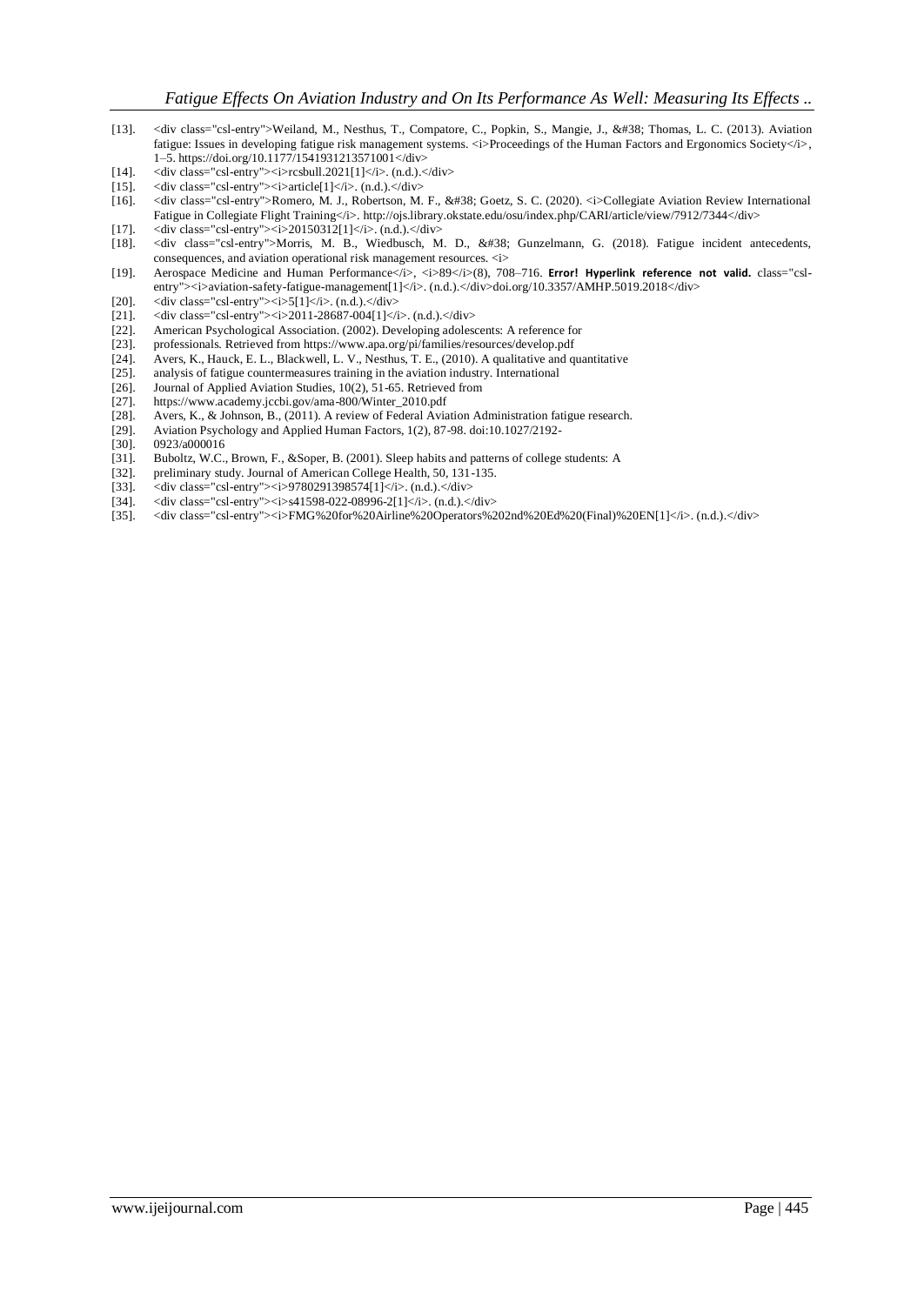[13]. <div class="csl-entry">Weiland, M., Nesthus, T., Compatore, C., Popkin, S., Mangie, J., &#38; Thomas, L. C. (2013). Aviation fatigue: Issues in developing fatigue risk management systems. <i>Proceedings of the Human Factors and Ergonomics Society</i>, 1–5. https://doi.org/10.1177/1541931213571001</div>

[14]. <div class="csl-entry"><i>rcsbull.2021[1]</i>. (n.d.).</div>

[15]. <div class="csl-entry"><i>article[1]</i>. (n.d.).</div>

[16]. <div class="csl-entry">Romero, M. J., Robertson, M. F., &#38; Goetz, S. C. (2020). <i>Collegiate Aviation Review International Fatigue in Collegiate Flight Training</i>. http://ojs.library.okstate.edu/osu/index.php/CARI/article/view/7912/7344</div>

[17]. <div class="csl-entry"><i>20150312[1]</i>. (n.d.).</div>

[18]. <div class="csl-entry">Morris, M. B., Wiedbusch, M. D., &#38; Gunzelmann, G. (2018). Fatigue incident antecedents, consequences, and aviation operational risk management resources. <i>

[19]. Aerospace Medicine and Human Performance</i>, <i>89</i>(8), 708–716. **Error! Hyperlink reference not valid.** class="csl-entry"><i>aviation-safety-fatigue-management[1]</i>. (n.d.).</div>doi.org/10.3357/AMHP.5019.2018</div>

[20]. <div class="csl-entry"><i>5[1]</i>. (n.d.).</div>

[21]. <div class="csl-entry"><i>2011-28687-004[1]</i>. (n.d.).</div>

[22]. American Psychological Association. (2002). Developing adolescents: A reference for

[23]. professionals. Retrieved from https://www.apa.org/pi/families/resources/develop.pdf

[24]. Avers, K., Hauck, E. L., Blackwell, L. V., Nesthus, T. E., (2010). A qualitative and quantitative

[25]. analysis of fatigue countermeasures training in the aviation industry. International

[26]. Journal of Applied Aviation Studies, 10(2), 51-65. Retrieved from

[27]. https://www.academy.jccbi.gov/ama-800/Winter_2010.pdf

[28]. Avers, K., & Johnson, B., (2011). A review of Federal Aviation Administration fatigue research.

[29]. Aviation Psychology and Applied Human Factors, 1(2), 87-98. doi:10.1027/2192-

[30]. 0923/a000016

[31]. Buboltz, W.C., Brown, F., &Soper, B. (2001). Sleep habits and patterns of college students: A

[32]. preliminary study. Journal of American College Health, 50, 131-135.

[33]. <div class="csl-entry"><i>9780291398574[1]</i>. (n.d.).</div>

[34]. <div class="csl-entry"><i>s41598-022-08996-2[1]</i>. (n.d.).</div>

[35]. <div class="csl-entry"><i>FMG%20for%20Airline%20Operators%202nd%20Ed%20(Final)%20EN[1]</i>. (n.d.).</div>